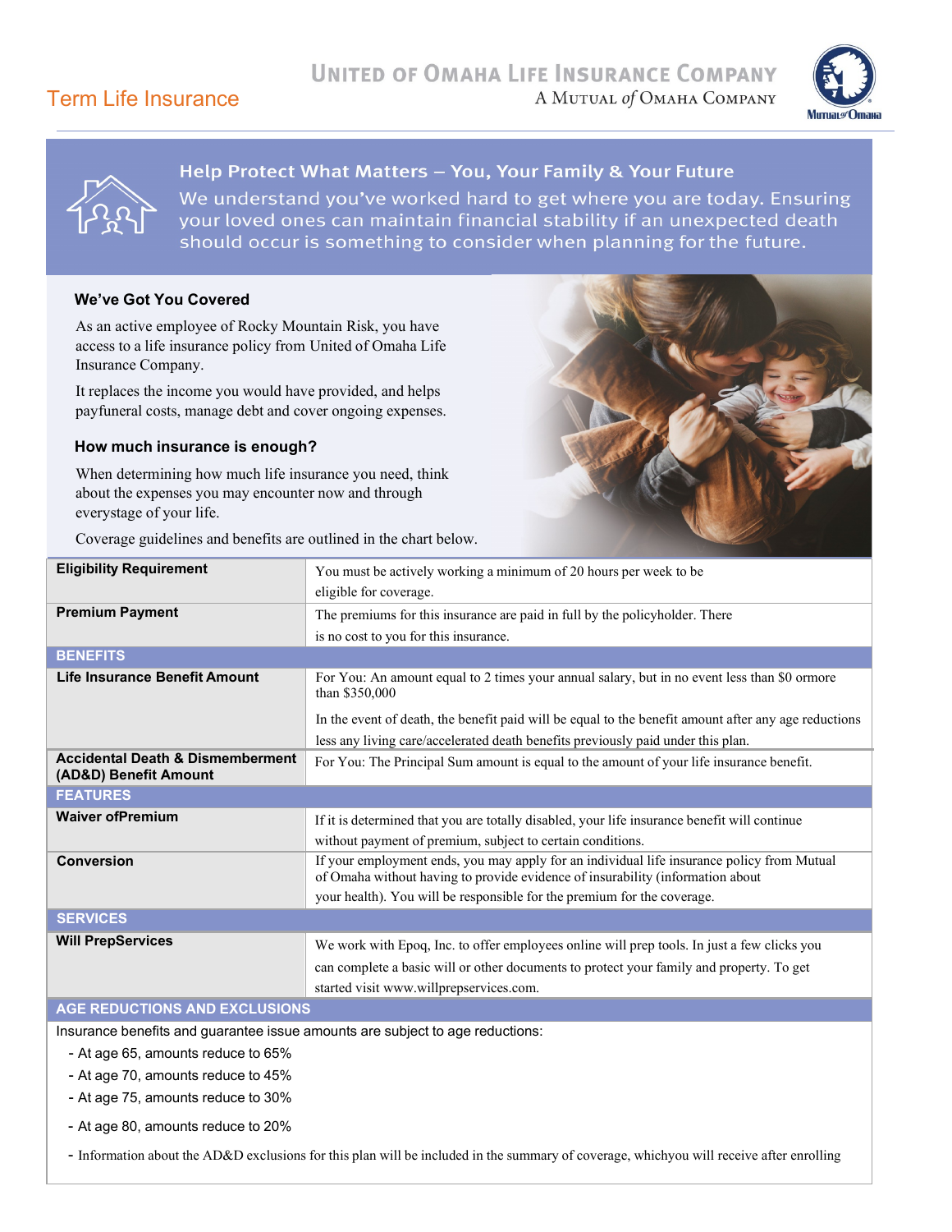# Term Life Insurance

UNITED OF OMAHA LIFE INSURANCE COMPANY
A MUTUAL of OMAHA COMPANY

## Help Protect What Matters – You, Your Family & Your Future

We understand you've worked hard to get where you are today. Ensuring your loved ones can maintain financial stability if an unexpected death should occur is something to consider when planning for the future.

### We've Got You Covered

As an active employee of Rocky Mountain Risk, you have access to a life insurance policy from United of Omaha Life Insurance Company.

It replaces the income you would have provided, and helps payfuneral costs, manage debt and cover ongoing expenses.

### How much insurance is enough?

When determining how much life insurance you need, think about the expenses you may encounter now and through everystage of your life.

Coverage guidelines and benefits are outlined in the chart below.

| | |
|---|---|
| **Eligibility Requirement** | You must be actively working a minimum of 20 hours per week to be eligible for coverage. |
| **Premium Payment** | The premiums for this insurance are paid in full by the policyholder. There is no cost to you for this insurance. |
| **BENEFITS** | |
| **Life Insurance Benefit Amount** | For You: An amount equal to 2 times your annual salary, but in no event less than $0 ormore than $350,000<br><br>In the event of death, the benefit paid will be equal to the benefit amount after any age reductions less any living care/accelerated death benefits previously paid under this plan. |
| **Accidental Death & Dismemberment (AD&D) Benefit Amount** | For You: The Principal Sum amount is equal to the amount of your life insurance benefit. |
| **FEATURES** | |
| **Waiver ofPremium** | If it is determined that you are totally disabled, your life insurance benefit will continue without payment of premium, subject to certain conditions. |
| **Conversion** | If your employment ends, you may apply for an individual life insurance policy from Mutual of Omaha without having to provide evidence of insurability (information about your health). You will be responsible for the premium for the coverage. |
| **SERVICES** | |
| **Will PrepServices** | We work with Epoq, Inc. to offer employees online will prep tools. In just a few clicks you can complete a basic will or other documents to protect your family and property. To get started visit www.willprepservices.com. |

### AGE REDUCTIONS AND EXCLUSIONS

Insurance benefits and guarantee issue amounts are subject to age reductions:

- At age 65, amounts reduce to 65%
- At age 70, amounts reduce to 45%
- At age 75, amounts reduce to 30%
- At age 80, amounts reduce to 20%
- Information about the AD&D exclusions for this plan will be included in the summary of coverage, whichyou will receive after enrolling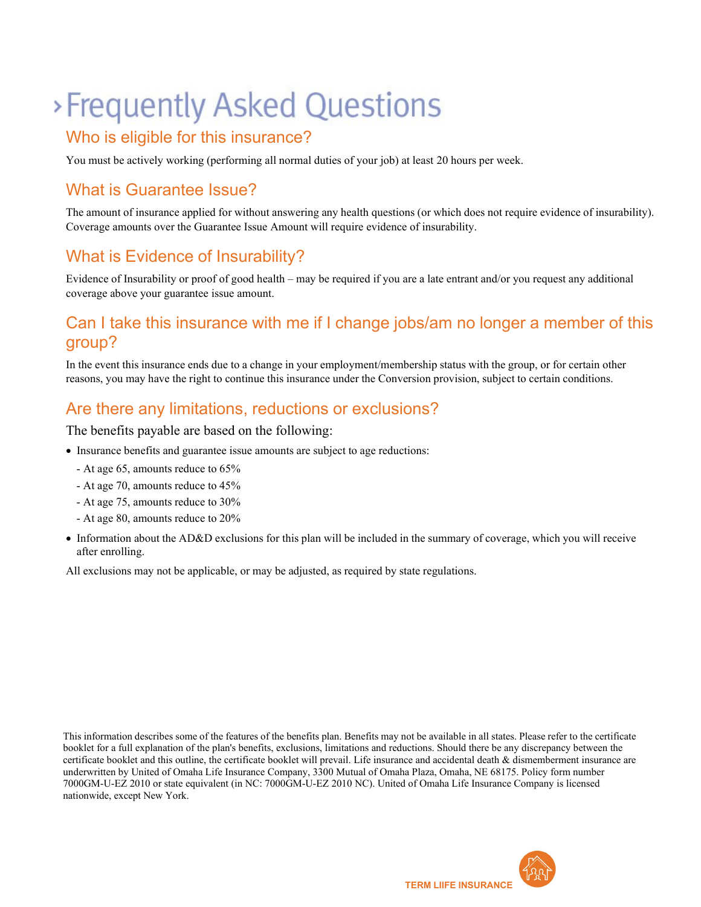# Frequently Asked Questions

## Who is eligible for this insurance?

You must be actively working (performing all normal duties of your job) at least 20 hours per week.

## What is Guarantee Issue?

The amount of insurance applied for without answering any health questions (or which does not require evidence of insurability). Coverage amounts over the Guarantee Issue Amount will require evidence of insurability.

## What is Evidence of Insurability?

Evidence of Insurability or proof of good health – may be required if you are a late entrant and/or you request any additional coverage above your guarantee issue amount.

## Can I take this insurance with me if I change jobs/am no longer a member of this group?

In the event this insurance ends due to a change in your employment/membership status with the group, or for certain other reasons, you may have the right to continue this insurance under the Conversion provision, subject to certain conditions.

## Are there any limitations, reductions or exclusions?

The benefits payable are based on the following:

- Insurance benefits and guarantee issue amounts are subject to age reductions:
  - At age 65, amounts reduce to 65%
  - At age 70, amounts reduce to 45%
  - At age 75, amounts reduce to 30%
  - At age 80, amounts reduce to 20%
- Information about the AD&D exclusions for this plan will be included in the summary of coverage, which you will receive after enrolling.

All exclusions may not be applicable, or may be adjusted, as required by state regulations.

This information describes some of the features of the benefits plan. Benefits may not be available in all states. Please refer to the certificate booklet for a full explanation of the plan's benefits, exclusions, limitations and reductions. Should there be any discrepancy between the certificate booklet and this outline, the certificate booklet will prevail. Life insurance and accidental death & dismemberment insurance are underwritten by United of Omaha Life Insurance Company, 3300 Mutual of Omaha Plaza, Omaha, NE 68175. Policy form number 7000GM-U-EZ 2010 or state equivalent (in NC: 7000GM-U-EZ 2010 NC). United of Omaha Life Insurance Company is licensed nationwide, except New York.

TERM LIIFE INSURANCE